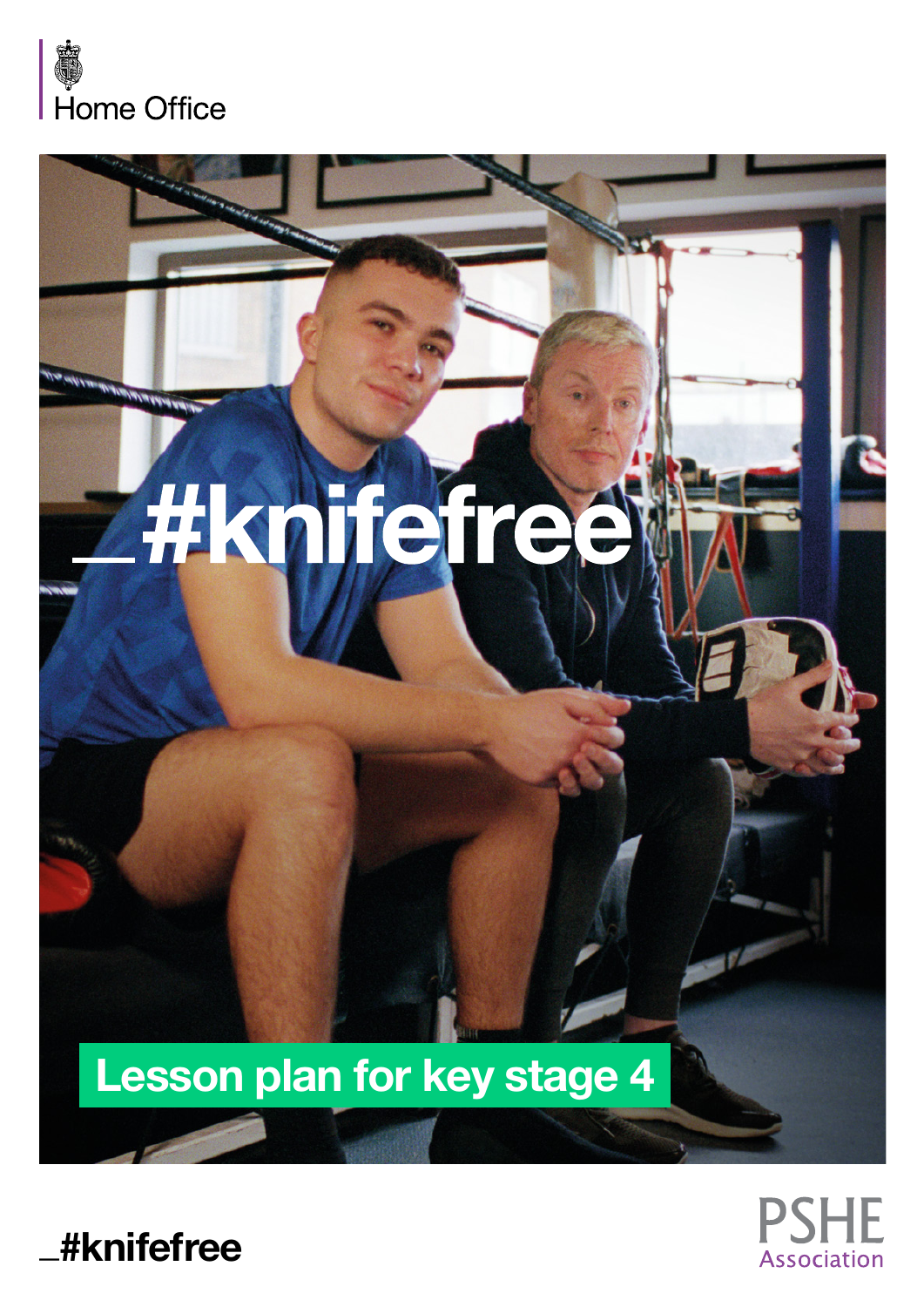Home Office

# _#knifefree

## Lesson plan for key stage 4

_#knifefree

PSHE Association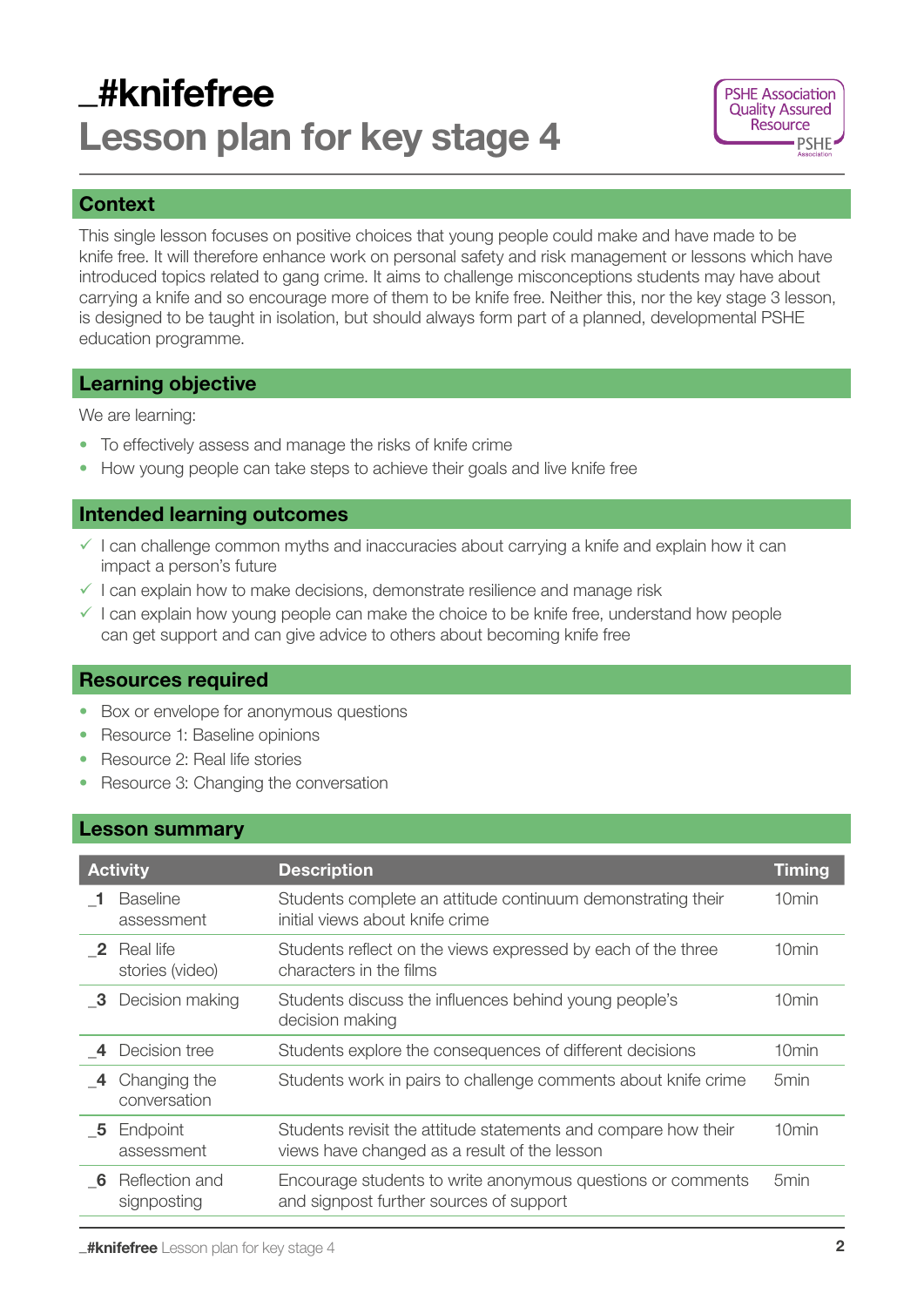# _#knifefree
# Lesson plan for key stage 4

PSHE Association Quality Assured Resource

## Context

This single lesson focuses on positive choices that young people could make and have made to be knife free. It will therefore enhance work on personal safety and risk management or lessons which have introduced topics related to gang crime. It aims to challenge misconceptions students may have about carrying a knife and so encourage more of them to be knife free. Neither this, nor the key stage 3 lesson, is designed to be taught in isolation, but should always form part of a planned, developmental PSHE education programme.

## Learning objective

We are learning:

- To effectively assess and manage the risks of knife crime
- How young people can take steps to achieve their goals and live knife free

## Intended learning outcomes

- ✓ I can challenge common myths and inaccuracies about carrying a knife and explain how it can impact a person's future
- ✓ I can explain how to make decisions, demonstrate resilience and manage risk
- ✓ I can explain how young people can make the choice to be knife free, understand how people can get support and can give advice to others about becoming knife free

## Resources required

- Box or envelope for anonymous questions
- Resource 1: Baseline opinions
- Resource 2: Real life stories
- Resource 3: Changing the conversation

## Lesson summary

| Activity | Description | Timing |
|---|---|---|
| _1 Baseline assessment | Students complete an attitude continuum demonstrating their initial views about knife crime | 10min |
| _2 Real life stories (video) | Students reflect on the views expressed by each of the three characters in the films | 10min |
| _3 Decision making | Students discuss the influences behind young people's decision making | 10min |
| _4 Decision tree | Students explore the consequences of different decisions | 10min |
| _4 Changing the conversation | Students work in pairs to challenge comments about knife crime | 5min |
| _5 Endpoint assessment | Students revisit the attitude statements and compare how their views have changed as a result of the lesson | 10min |
| _6 Reflection and signposting | Encourage students to write anonymous questions or comments and signpost further sources of support | 5min |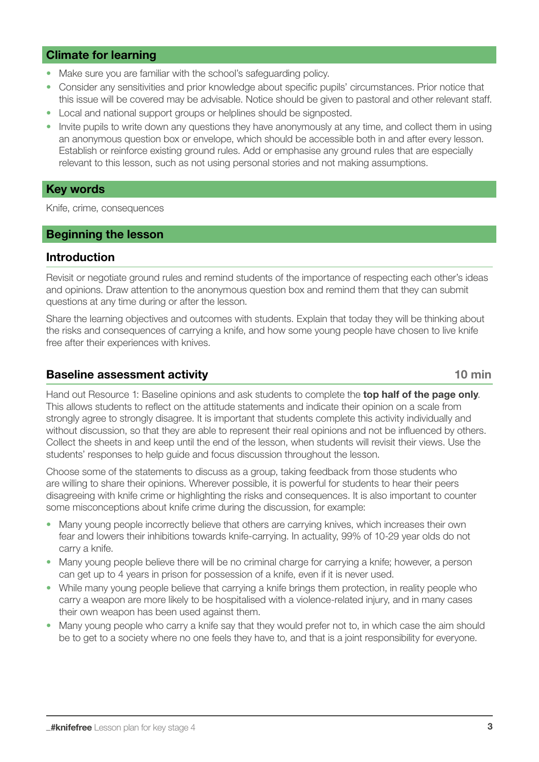## Climate for learning

- Make sure you are familiar with the school's safeguarding policy.
- Consider any sensitivities and prior knowledge about specific pupils' circumstances. Prior notice that this issue will be covered may be advisable. Notice should be given to pastoral and other relevant staff.
- Local and national support groups or helplines should be signposted.
- Invite pupils to write down any questions they have anonymously at any time, and collect them in using an anonymous question box or envelope, which should be accessible both in and after every lesson. Establish or reinforce existing ground rules. Add or emphasise any ground rules that are especially relevant to this lesson, such as not using personal stories and not making assumptions.

## Key words

Knife, crime, consequences

## Beginning the lesson

### Introduction

Revisit or negotiate ground rules and remind students of the importance of respecting each other's ideas and opinions. Draw attention to the anonymous question box and remind them that they can submit questions at any time during or after the lesson.

Share the learning objectives and outcomes with students. Explain that today they will be thinking about the risks and consequences of carrying a knife, and how some young people have chosen to live knife free after their experiences with knives.

### Baseline assessment activity — 10 min

Hand out Resource 1: Baseline opinions and ask students to complete the **top half of the page only**. This allows students to reflect on the attitude statements and indicate their opinion on a scale from strongly agree to strongly disagree. It is important that students complete this activity individually and without discussion, so that they are able to represent their real opinions and not be influenced by others. Collect the sheets in and keep until the end of the lesson, when students will revisit their views. Use the students' responses to help guide and focus discussion throughout the lesson.

Choose some of the statements to discuss as a group, taking feedback from those students who are willing to share their opinions. Wherever possible, it is powerful for students to hear their peers disagreeing with knife crime or highlighting the risks and consequences. It is also important to counter some misconceptions about knife crime during the discussion, for example:

- Many young people incorrectly believe that others are carrying knives, which increases their own fear and lowers their inhibitions towards knife-carrying. In actuality, 99% of 10-29 year olds do not carry a knife.
- Many young people believe there will be no criminal charge for carrying a knife; however, a person can get up to 4 years in prison for possession of a knife, even if it is never used.
- While many young people believe that carrying a knife brings them protection, in reality people who carry a weapon are more likely to be hospitalised with a violence-related injury, and in many cases their own weapon has been used against them.
- Many young people who carry a knife say that they would prefer not to, in which case the aim should be to get to a society where no one feels they have to, and that is a joint responsibility for everyone.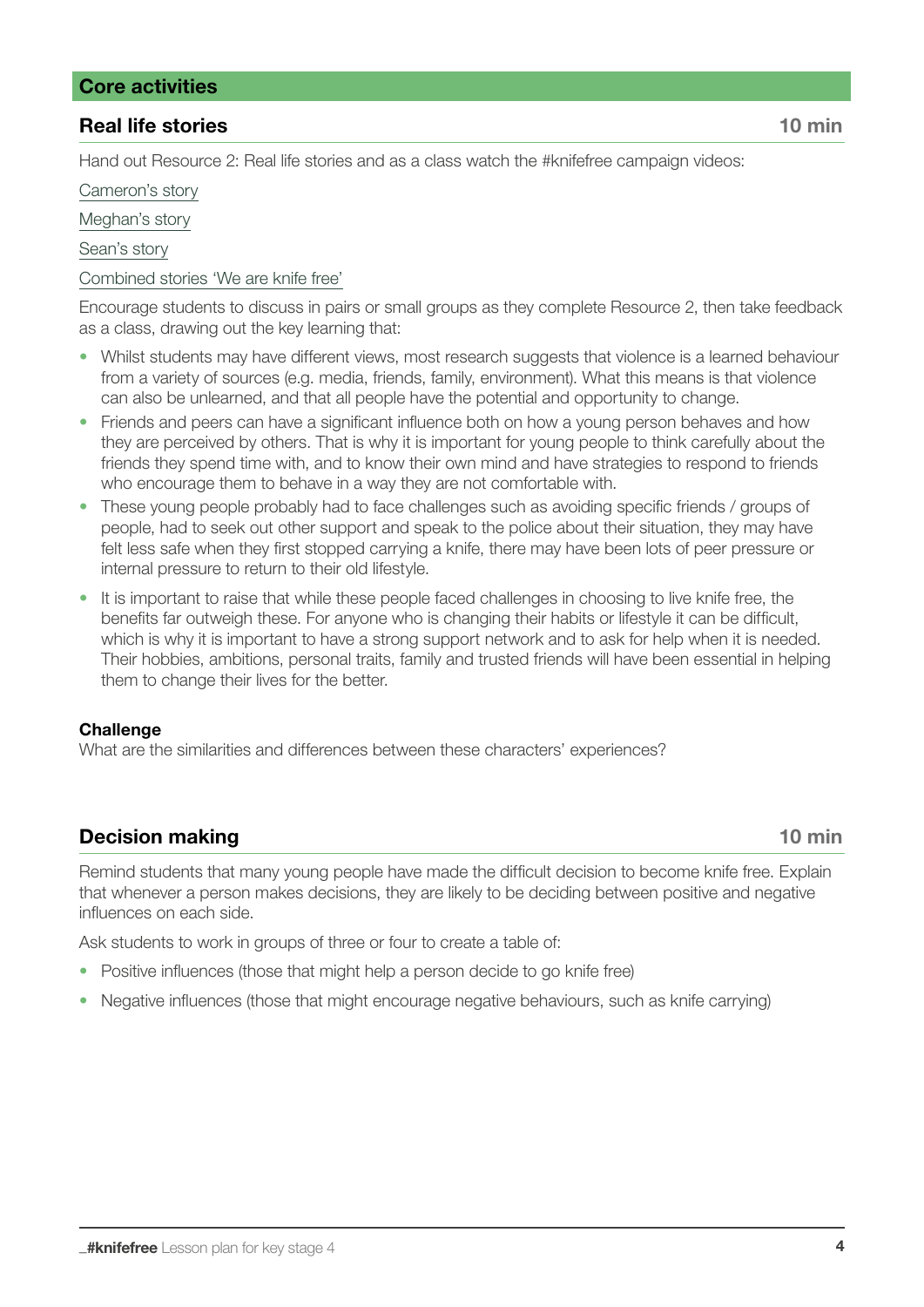## Core activities

### Real life stories — 10 min

Hand out Resource 2: Real life stories and as a class watch the #knifefree campaign videos:

Cameron's story

Meghan's story

Sean's story

Combined stories 'We are knife free'

Encourage students to discuss in pairs or small groups as they complete Resource 2, then take feedback as a class, drawing out the key learning that:

- Whilst students may have different views, most research suggests that violence is a learned behaviour from a variety of sources (e.g. media, friends, family, environment). What this means is that violence can also be unlearned, and that all people have the potential and opportunity to change.
- Friends and peers can have a significant influence both on how a young person behaves and how they are perceived by others. That is why it is important for young people to think carefully about the friends they spend time with, and to know their own mind and have strategies to respond to friends who encourage them to behave in a way they are not comfortable with.
- These young people probably had to face challenges such as avoiding specific friends / groups of people, had to seek out other support and speak to the police about their situation, they may have felt less safe when they first stopped carrying a knife, there may have been lots of peer pressure or internal pressure to return to their old lifestyle.
- It is important to raise that while these people faced challenges in choosing to live knife free, the benefits far outweigh these. For anyone who is changing their habits or lifestyle it can be difficult, which is why it is important to have a strong support network and to ask for help when it is needed. Their hobbies, ambitions, personal traits, family and trusted friends will have been essential in helping them to change their lives for the better.

**Challenge**
What are the similarities and differences between these characters' experiences?

### Decision making — 10 min

Remind students that many young people have made the difficult decision to become knife free. Explain that whenever a person makes decisions, they are likely to be deciding between positive and negative influences on each side.

Ask students to work in groups of three or four to create a table of:

- Positive influences (those that might help a person decide to go knife free)
- Negative influences (those that might encourage negative behaviours, such as knife carrying)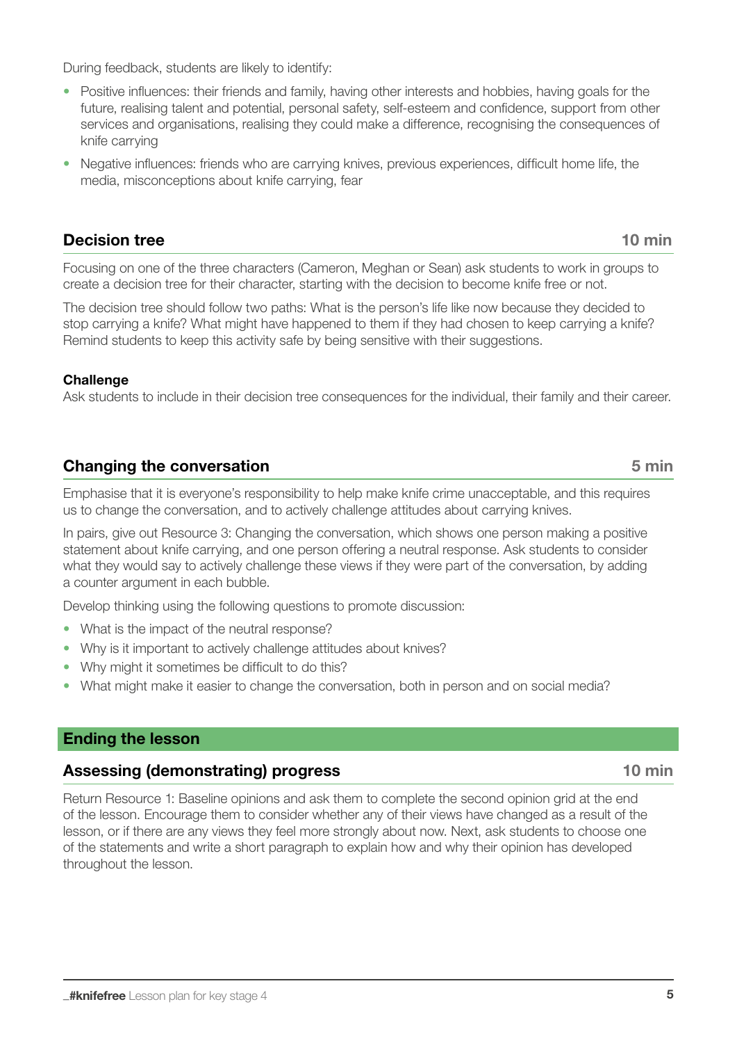During feedback, students are likely to identify:

- Positive influences: their friends and family, having other interests and hobbies, having goals for the future, realising talent and potential, personal safety, self-esteem and confidence, support from other services and organisations, realising they could make a difference, recognising the consequences of knife carrying
- Negative influences: friends who are carrying knives, previous experiences, difficult home life, the media, misconceptions about knife carrying, fear

### Decision tree — 10 min

Focusing on one of the three characters (Cameron, Meghan or Sean) ask students to work in groups to create a decision tree for their character, starting with the decision to become knife free or not.

The decision tree should follow two paths: What is the person's life like now because they decided to stop carrying a knife? What might have happened to them if they had chosen to keep carrying a knife? Remind students to keep this activity safe by being sensitive with their suggestions.

**Challenge**
Ask students to include in their decision tree consequences for the individual, their family and their career.

### Changing the conversation — 5 min

Emphasise that it is everyone's responsibility to help make knife crime unacceptable, and this requires us to change the conversation, and to actively challenge attitudes about carrying knives.

In pairs, give out Resource 3: Changing the conversation, which shows one person making a positive statement about knife carrying, and one person offering a neutral response. Ask students to consider what they would say to actively challenge these views if they were part of the conversation, by adding a counter argument in each bubble.

Develop thinking using the following questions to promote discussion:

- What is the impact of the neutral response?
- Why is it important to actively challenge attitudes about knives?
- Why might it sometimes be difficult to do this?
- What might make it easier to change the conversation, both in person and on social media?

## Ending the lesson

### Assessing (demonstrating) progress — 10 min

Return Resource 1: Baseline opinions and ask them to complete the second opinion grid at the end of the lesson. Encourage them to consider whether any of their views have changed as a result of the lesson, or if there are any views they feel more strongly about now. Next, ask students to choose one of the statements and write a short paragraph to explain how and why their opinion has developed throughout the lesson.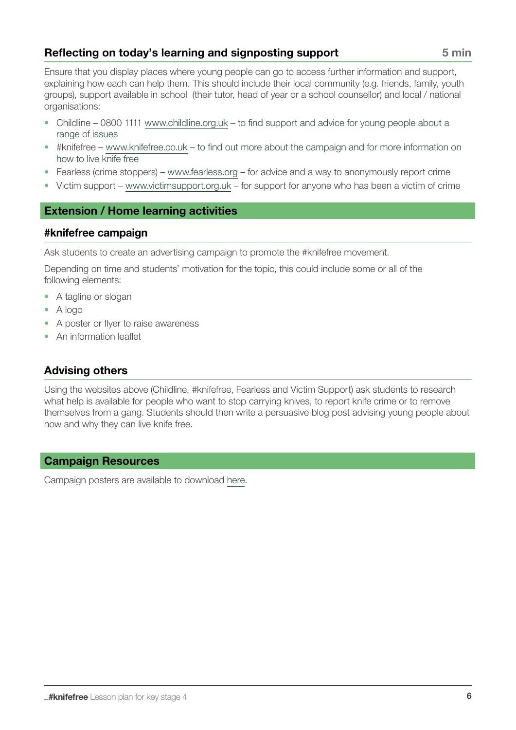## Reflecting on today's learning and signposting support 5 min

Ensure that you display places where young people can go to access further information and support, explaining how each can help them. This should include their local community (e.g. friends, family, youth groups), support available in school (their tutor, head of year or a school counsellor) and local / national organisations:

- Childline – 0800 1111 www.childline.org.uk – to find support and advice for young people about a range of issues
- #knifefree – www.knifefree.co.uk – to find out more about the campaign and for more information on how to live knife free
- Fearless (crime stoppers) – www.fearless.org – for advice and a way to anonymously report crime
- Victim support – www.victimsupport.org.uk – for support for anyone who has been a victim of crime

## Extension / Home learning activities

### #knifefree campaign

Ask students to create an advertising campaign to promote the #knifefree movement.

Depending on time and students' motivation for the topic, this could include some or all of the following elements:

- A tagline or slogan
- A logo
- A poster or flyer to raise awareness
- An information leaflet

### Advising others

Using the websites above (Childline, #knifefree, Fearless and Victim Support) ask students to research what help is available for people who want to stop carrying knives, to report knife crime or to remove themselves from a gang. Students should then write a persuasive blog post advising young people about how and why they can live knife free.

## Campaign Resources

Campaign posters are available to download here.